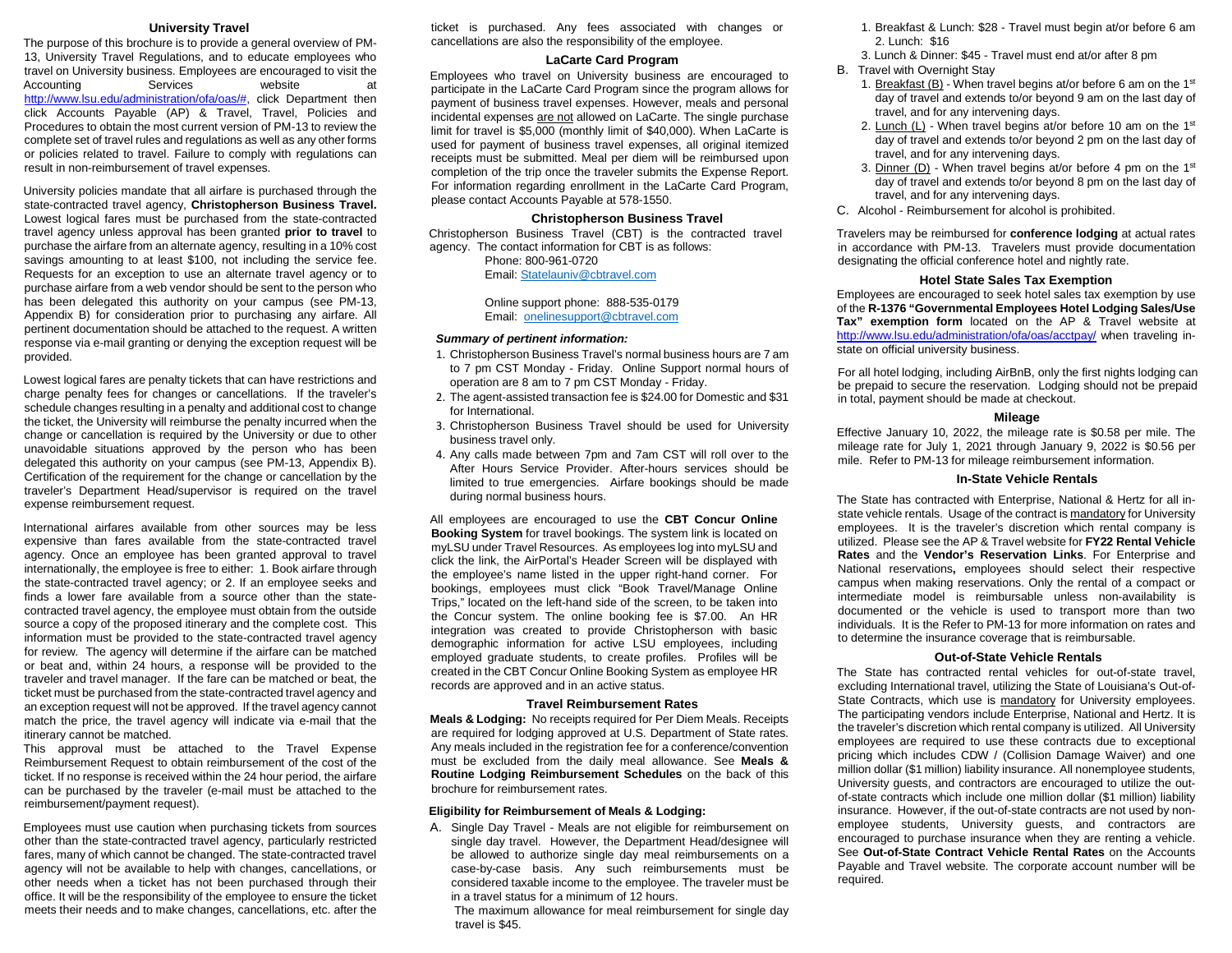## University Travel

The purpose of this brochure is to provide a general overview of PM-13, University Travel Regulations, and to educate employees who travel on University business. Employees are encouraged to visit the Accounting Services website at http://www.lsu.edu/administration/ofa/oas/#, click Department then click Accounts Payable (AP) & Travel, Travel, Policies and Procedures to obtain the most current version of PM-13 to review the complete set of travel rules and regulations as well as any other forms or policies related to travel. Failure to comply with regulations can result in non-reimbursement of travel expenses.

University policies mandate that all airfare is purchased through the state-contracted travel agency, **Christopherson Business Travel.** Lowest logical fares must be purchased from the state-contracted travel agency unless approval has been granted **prior to travel** to purchase the airfare from an alternate agency, resulting in a 10% cost savings amounting to at least $100, not including the service fee. Requests for an exception to use an alternate travel agency or to purchase airfare from a web vendor should be sent to the person who has been delegated this authority on your campus (see PM-13, Appendix B) for consideration prior to purchasing any airfare. All pertinent documentation should be attached to the request. A written response via e-mail granting or denying the exception request will be provided.

Lowest logical fares are penalty tickets that can have restrictions and charge penalty fees for changes or cancellations. If the traveler's schedule changes resulting in a penalty and additional cost to change the ticket, the University will reimburse the penalty incurred when the change or cancellation is required by the University or due to other unavoidable situations approved by the person who has been delegated this authority on your campus (see PM-13, Appendix B). Certification of the requirement for the change or cancellation by the traveler's Department Head/supervisor is required on the travel expense reimbursement request.

International airfares available from other sources may be less expensive than fares available from the state-contracted travel agency. Once an employee has been granted approval to travel internationally, the employee is free to either: 1. Book airfare through the state-contracted travel agency; or 2. If an employee seeks and finds a lower fare available from a source other than the state-contracted travel agency, the employee must obtain from the outside source a copy of the proposed itinerary and the complete cost. This information must be provided to the state-contracted travel agency for review. The agency will determine if the airfare can be matched or beat and, within 24 hours, a response will be provided to the traveler and travel manager. If the fare can be matched or beat, the ticket must be purchased from the state-contracted travel agency and an exception request will not be approved. If the travel agency cannot match the price, the travel agency will indicate via e-mail that the itinerary cannot be matched.

This approval must be attached to the Travel Expense Reimbursement Request to obtain reimbursement of the cost of the ticket. If no response is received within the 24 hour period, the airfare can be purchased by the traveler (e-mail must be attached to the reimbursement/payment request).

Employees must use caution when purchasing tickets from sources other than the state-contracted travel agency, particularly restricted fares, many of which cannot be changed. The state-contracted travel agency will not be available to help with changes, cancellations, or other needs when a ticket has not been purchased through their office. It will be the responsibility of the employee to ensure the ticket meets their needs and to make changes, cancellations, etc. after the ticket is purchased. Any fees associated with changes or cancellations are also the responsibility of the employee.

### LaCarte Card Program

Employees who travel on University business are encouraged to participate in the LaCarte Card Program since the program allows for payment of business travel expenses. However, meals and personal incidental expenses are not allowed on LaCarte. The single purchase limit for travel is $5,000 (monthly limit of $40,000). When LaCarte is used for payment of business travel expenses, all original itemized receipts must be submitted. Meal per diem will be reimbursed upon completion of the trip once the traveler submits the Expense Report. For information regarding enrollment in the LaCarte Card Program, please contact Accounts Payable at 578-1550.

### Christopherson Business Travel

Christopherson Business Travel (CBT) is the contracted travel agency. The contact information for CBT is as follows:

Phone: 800-961-0720
Email: Statelauniv@cbtravel.com

Online support phone: 888-535-0179
Email: onelinesupport@cbtravel.com

***Summary of pertinent information:***

1. Christopherson Business Travel's normal business hours are 7 am to 7 pm CST Monday - Friday. Online Support normal hours of operation are 8 am to 7 pm CST Monday - Friday.
2. The agent-assisted transaction fee is $24.00 for Domestic and $31 for International.
3. Christopherson Business Travel should be used for University business travel only.
4. Any calls made between 7pm and 7am CST will roll over to the After Hours Service Provider. After-hours services should be limited to true emergencies. Airfare bookings should be made during normal business hours.

All employees are encouraged to use the **CBT Concur Online Booking System** for travel bookings. The system link is located on myLSU under Travel Resources. As employees log into myLSU and click the link, the AirPortal's Header Screen will be displayed with the employee's name listed in the upper right-hand corner. For bookings, employees must click "Book Travel/Manage Online Trips," located on the left-hand side of the screen, to be taken into the Concur system. The online booking fee is $7.00. An HR integration was created to provide Christopherson with basic demographic information for active LSU employees, including employed graduate students, to create profiles. Profiles will be created in the CBT Concur Online Booking System as employee HR records are approved and in an active status.

### Travel Reimbursement Rates

**Meals & Lodging:** No receipts required for Per Diem Meals. Receipts are required for lodging approved at U.S. Department of State rates. Any meals included in the registration fee for a conference/convention must be excluded from the daily meal allowance. See **Meals & Routine Lodging Reimbursement Schedules** on the back of this brochure for reimbursement rates.

**Eligibility for Reimbursement of Meals & Lodging:**

A. Single Day Travel - Meals are not eligible for reimbursement on single day travel. However, the Department Head/designee will be allowed to authorize single day meal reimbursements on a case-by-case basis. Any such reimbursements must be considered taxable income to the employee. The traveler must be in a travel status for a minimum of 12 hours.

   The maximum allowance for meal reimbursement for single day travel is $45.

   1. Breakfast & Lunch: $28 - Travel must begin at/or before 6 am
   2. Lunch: $16
   3. Lunch & Dinner: $45 - Travel must end at/or after 8 pm

B. Travel with Overnight Stay

   1. Breakfast (B) - When travel begins at/or before 6 am on the 1st day of travel and extends to/or beyond 9 am on the last day of travel, and for any intervening days.
   2. Lunch (L) - When travel begins at/or before 10 am on the 1st day of travel and extends to/or beyond 2 pm on the last day of travel, and for any intervening days.
   3. Dinner (D) - When travel begins at/or before 4 pm on the 1st day of travel and extends to/or beyond 8 pm on the last day of travel, and for any intervening days.

C. Alcohol - Reimbursement for alcohol is prohibited.

Travelers may be reimbursed for **conference lodging** at actual rates in accordance with PM-13. Travelers must provide documentation designating the official conference hotel and nightly rate.

### Hotel State Sales Tax Exemption

Employees are encouraged to seek hotel sales tax exemption by use of the **R-1376 "Governmental Employees Hotel Lodging Sales/Use Tax" exemption form** located on the AP & Travel website at http://www.lsu.edu/administration/ofa/oas/acctpay/ when traveling in-state on official university business.

For all hotel lodging, including AirBnB, only the first nights lodging can be prepaid to secure the reservation. Lodging should not be prepaid in total, payment should be made at checkout.

### Mileage

Effective January 10, 2022, the mileage rate is $0.58 per mile. The mileage rate for July 1, 2021 through January 9, 2022 is $0.56 per mile. Refer to PM-13 for mileage reimbursement information.

### In-State Vehicle Rentals

The State has contracted with Enterprise, National & Hertz for all in-state vehicle rentals. Usage of the contract is mandatory for University employees. It is the traveler's discretion which rental company is utilized. Please see the AP & Travel website for **FY22 Rental Vehicle Rates** and the **Vendor's Reservation Links**. For Enterprise and National reservations**,** employees should select their respective campus when making reservations. Only the rental of a compact or intermediate model is reimbursable unless non-availability is documented or the vehicle is used to transport more than two individuals. It is the Refer to PM-13 for more information on rates and to determine the insurance coverage that is reimbursable.

### Out-of-State Vehicle Rentals

The State has contracted rental vehicles for out-of-state travel, excluding International travel, utilizing the State of Louisiana's Out-of-State Contracts, which use is mandatory for University employees. The participating vendors include Enterprise, National and Hertz. It is the traveler's discretion which rental company is utilized. All University employees are required to use these contracts due to exceptional pricing which includes CDW / (Collision Damage Waiver) and one million dollar ($1 million) liability insurance. All nonemployee students, University guests, and contractors are encouraged to utilize the out-of-state contracts which include one million dollar ($1 million) liability insurance. However, if the out-of-state contracts are not used by non-employee students, University guests, and contractors are encouraged to purchase insurance when they are renting a vehicle. See **Out-of-State Contract Vehicle Rental Rates** on the Accounts Payable and Travel website. The corporate account number will be required.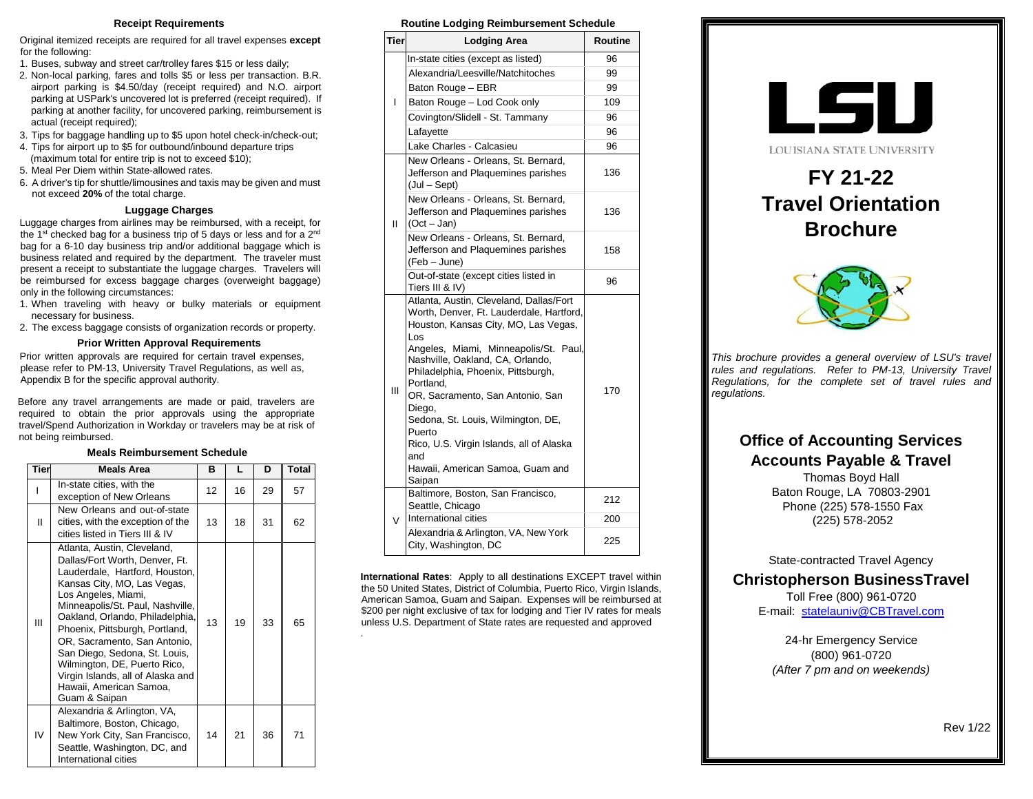### Receipt Requirements

Original itemized receipts are required for all travel expenses **except** for the following:

1. Buses, subway and street car/trolley fares $15 or less daily;
2. Non-local parking, fares and tolls $5 or less per transaction. B.R. airport parking is $4.50/day (receipt required) and N.O. airport parking at USPark's uncovered lot is preferred (receipt required). If parking at another facility, for uncovered parking, reimbursement is actual (receipt required);
3. Tips for baggage handling up to $5 upon hotel check-in/check-out;
4. Tips for airport up to $5 for outbound/inbound departure trips (maximum total for entire trip is not to exceed $10);
5. Meal Per Diem within State-allowed rates.
6. A driver's tip for shuttle/limousines and taxis may be given and must not exceed **20%** of the total charge.

### Luggage Charges

Luggage charges from airlines may be reimbursed, with a receipt, for the 1st checked bag for a business trip of 5 days or less and for a 2nd bag for a 6-10 day business trip and/or additional baggage which is business related and required by the department. The traveler must present a receipt to substantiate the luggage charges. Travelers will be reimbursed for excess baggage charges (overweight baggage) only in the following circumstances:

1. When traveling with heavy or bulky materials or equipment necessary for business.
2. The excess baggage consists of organization records or property.

### Prior Written Approval Requirements

Prior written approvals are required for certain travel expenses, please refer to PM-13, University Travel Regulations, as well as, Appendix B for the specific approval authority.

Before any travel arrangements are made or paid, travelers are required to obtain the prior approvals using the appropriate travel/Spend Authorization in Workday or travelers may be at risk of not being reimbursed.

### Meals Reimbursement Schedule

| Tier | Meals Area | B | L | D | Total |
|---|---|---|---|---|---|
| I | In-state cities, with the exception of New Orleans | 12 | 16 | 29 | 57 |
| II | New Orleans and out-of-state cities, with the exception of the cities listed in Tiers III & IV | 13 | 18 | 31 | 62 |
| III | Atlanta, Austin, Cleveland, Dallas/Fort Worth, Denver, Ft. Lauderdale, Hartford, Houston, Kansas City, MO, Las Vegas, Los Angeles, Miami, Minneapolis/St. Paul, Nashville, Oakland, Orlando, Philadelphia, Phoenix, Pittsburgh, Portland, OR, Sacramento, San Antonio, San Diego, Sedona, St. Louis, Wilmington, DE, Puerto Rico, Virgin Islands, all of Alaska and Hawaii, American Samoa, Guam & Saipan | 13 | 19 | 33 | 65 |
| IV | Alexandria & Arlington, VA, Baltimore, Boston, Chicago, New York City, San Francisco, Seattle, Washington, DC, and International cities | 14 | 21 | 36 | 71 |

### Routine Lodging Reimbursement Schedule

| Tier | Lodging Area | Routine |
|---|---|---|
| I | In-state cities (except as listed) | 96 |
| | Alexandria/Leesville/Natchitoches | 99 |
| | Baton Rouge – EBR | 99 |
| | Baton Rouge – Lod Cook only | 109 |
| | Covington/Slidell - St. Tammany | 96 |
| | Lafayette | 96 |
| | Lake Charles - Calcasieu | 96 |
| II | New Orleans - Orleans, St. Bernard, Jefferson and Plaquemines parishes (Jul – Sept) | 136 |
| | New Orleans - Orleans, St. Bernard, Jefferson and Plaquemines parishes (Oct – Jan) | 136 |
| | New Orleans - Orleans, St. Bernard, Jefferson and Plaquemines parishes (Feb – June) | 158 |
| | Out-of-state (except cities listed in Tiers III & IV) | 96 |
| III | Atlanta, Austin, Cleveland, Dallas/Fort Worth, Denver, Ft. Lauderdale, Hartford, Houston, Kansas City, MO, Las Vegas, Los Angeles, Miami, Minneapolis/St. Paul, Nashville, Oakland, CA, Orlando, Philadelphia, Phoenix, Pittsburgh, Portland, OR, Sacramento, San Antonio, San Diego, Sedona, St. Louis, Wilmington, DE, Puerto Rico, U.S. Virgin Islands, all of Alaska and Hawaii, American Samoa, Guam and Saipan | 170 |
| V | Baltimore, Boston, San Francisco, Seattle, Chicago | 212 |
| | International cities | 200 |
| | Alexandria & Arlington, VA, New York City, Washington, DC | 225 |

**International Rates**: Apply to all destinations EXCEPT travel within the 50 United States, District of Columbia, Puerto Rico, Virgin Islands, American Samoa, Guam and Saipan. Expenses will be reimbursed at $200 per night exclusive of tax for lodging and Tier IV rates for meals unless U.S. Department of State rates are requested and approved.

LSU

LOUISIANA STATE UNIVERSITY

# FY 21-22 Travel Orientation Brochure

*This brochure provides a general overview of LSU's travel rules and regulations. Refer to PM-13, University Travel Regulations, for the complete set of travel rules and regulations.*

## Office of Accounting Services Accounts Payable & Travel

Thomas Boyd Hall
Baton Rouge, LA 70803-2901
Phone (225) 578-1550 Fax (225) 578-2052

State-contracted Travel Agency

## Christopherson BusinessTravel

Toll Free (800) 961-0720
E-mail: statelauniv@CBTravel.com

24-hr Emergency Service
(800) 961-0720
*(After 7 pm and on weekends)*

Rev 1/22